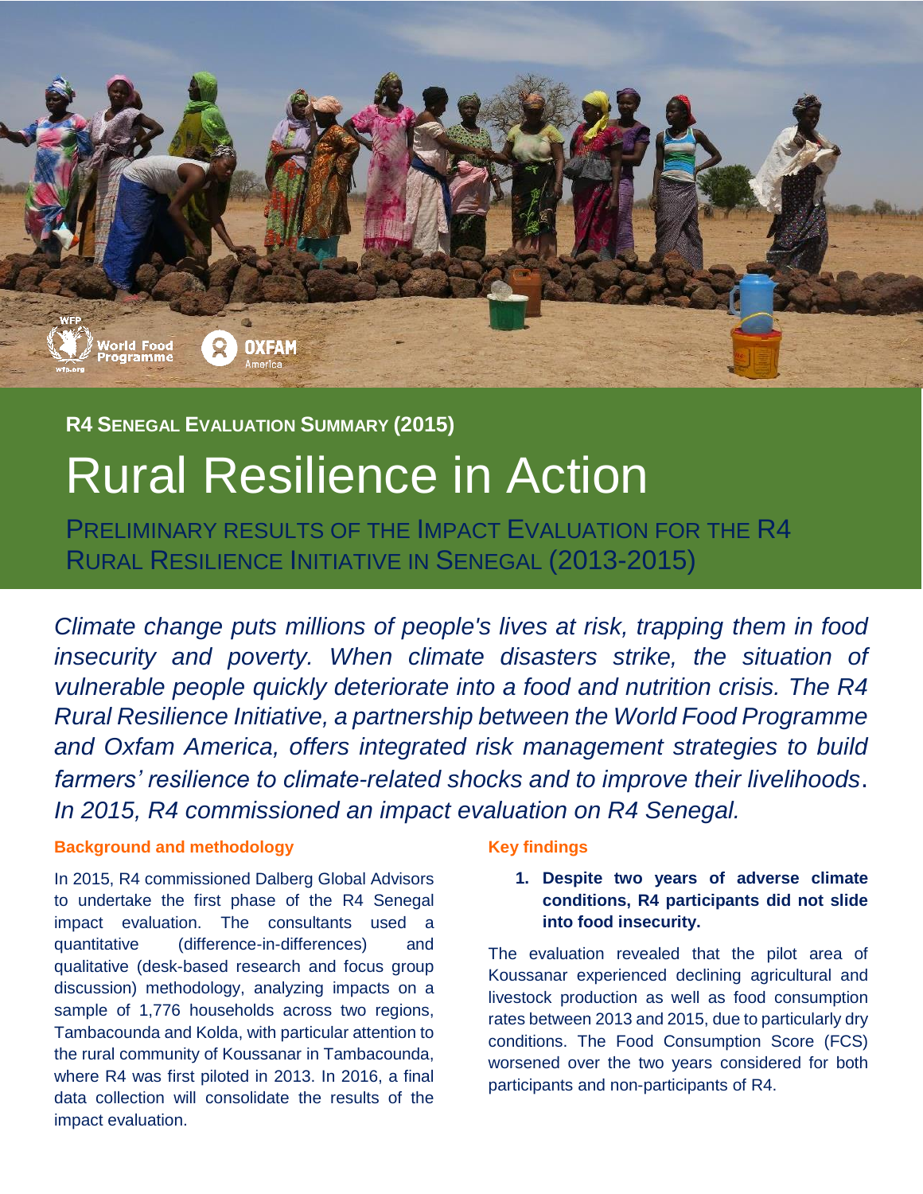**R4 Senegal Evaluation Summary (2015)**

# Rural Resilience in Action

## Preliminary Results of the Impact Evaluation for the R4 Rural Resilience Initiative in Senegal (2013-2015)

*Climate change puts millions of people's lives at risk, trapping them in food insecurity and poverty. When climate disasters strike, the situation of vulnerable people quickly deteriorate into a food and nutrition crisis. The R4 Rural Resilience Initiative, a partnership between the World Food Programme and Oxfam America, offers integrated risk management strategies to build farmers' resilience to climate-related shocks and to improve their livelihoods. In 2015, R4 commissioned an impact evaluation on R4 Senegal.*

### Background and methodology

In 2015, R4 commissioned Dalberg Global Advisors to undertake the first phase of the R4 Senegal impact evaluation. The consultants used a quantitative (difference-in-differences) and qualitative (desk-based research and focus group discussion) methodology, analyzing impacts on a sample of 1,776 households across two regions, Tambacounda and Kolda, with particular attention to the rural community of Koussanar in Tambacounda, where R4 was first piloted in 2013. In 2016, a final data collection will consolidate the results of the impact evaluation.

### Key findings

1. **Despite two years of adverse climate conditions, R4 participants did not slide into food insecurity.**

The evaluation revealed that the pilot area of Koussanar experienced declining agricultural and livestock production as well as food consumption rates between 2013 and 2015, due to particularly dry conditions. The Food Consumption Score (FCS) worsened over the two years considered for both participants and non-participants of R4.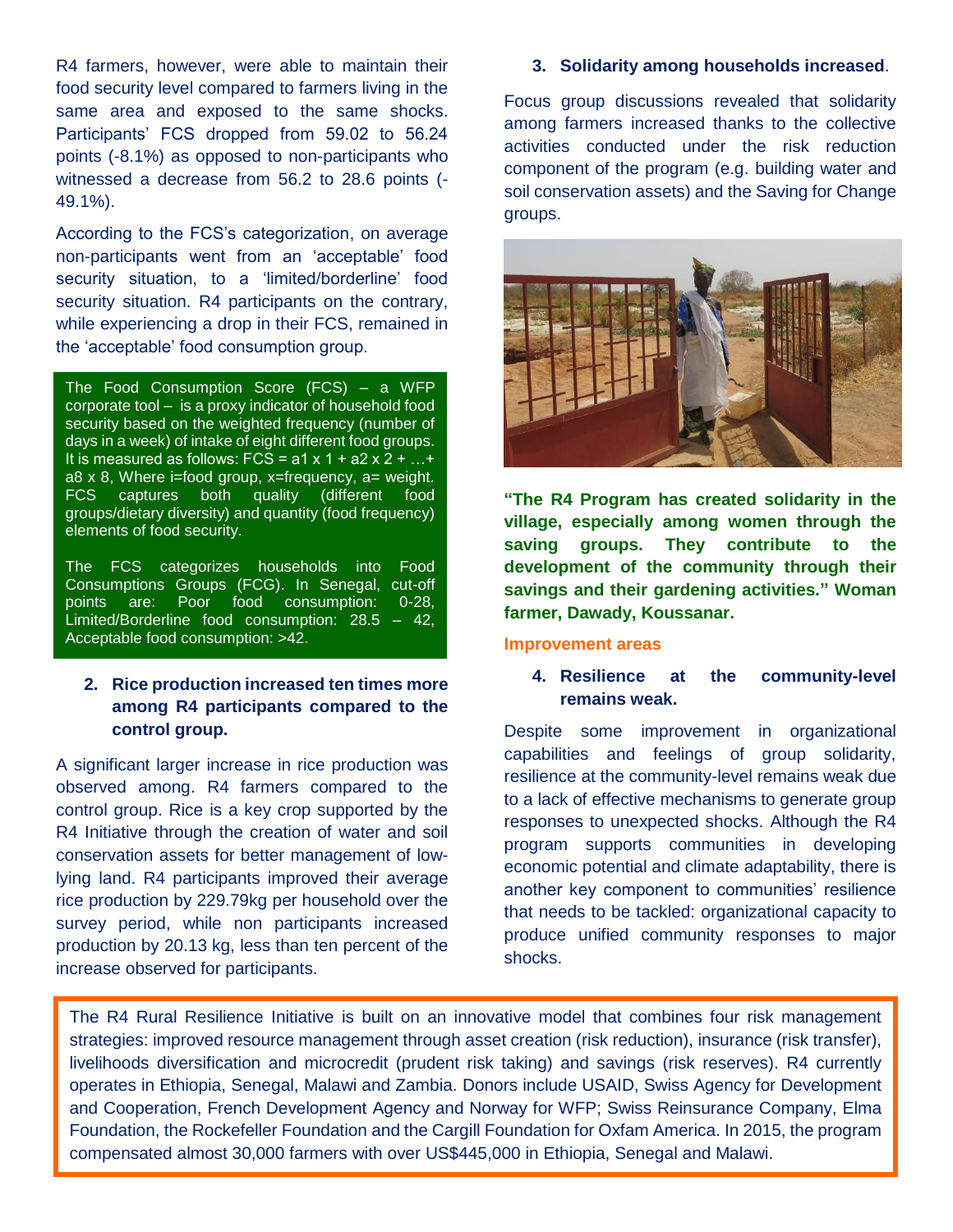R4 farmers, however, were able to maintain their food security level compared to farmers living in the same area and exposed to the same shocks. Participants' FCS dropped from 59.02 to 56.24 points (-8.1%) as opposed to non-participants who witnessed a decrease from 56.2 to 28.6 points (-49.1%).

According to the FCS's categorization, on average non-participants went from an 'acceptable' food security situation, to a 'limited/borderline' food security situation. R4 participants on the contrary, while experiencing a drop in their FCS, remained in the 'acceptable' food consumption group.

The Food Consumption Score (FCS) – a WFP corporate tool – is a proxy indicator of household food security based on the weighted frequency (number of days in a week) of intake of eight different food groups. It is measured as follows: FCS = a1 x 1 + a2 x 2 + …+ a8 x 8, Where i=food group, x=frequency, a= weight. FCS captures both quality (different food groups/dietary diversity) and quantity (food frequency) elements of food security.

The FCS categorizes households into Food Consumptions Groups (FCG). In Senegal, cut-off points are: Poor food consumption: 0-28, Limited/Borderline food consumption: 28.5 – 42, Acceptable food consumption: >42.

2. **Rice production increased ten times more among R4 participants compared to the control group.**

A significant larger increase in rice production was observed among. R4 farmers compared to the control group. Rice is a key crop supported by the R4 Initiative through the creation of water and soil conservation assets for better management of low-lying land. R4 participants improved their average rice production by 229.79kg per household over the survey period, while non participants increased production by 20.13 kg, less than ten percent of the increase observed for participants.

3. **Solidarity among households increased**.

Focus group discussions revealed that solidarity among farmers increased thanks to the collective activities conducted under the risk reduction component of the program (e.g. building water and soil conservation assets) and the Saving for Change groups.

**"The R4 Program has created solidarity in the village, especially among women through the saving groups. They contribute to the development of the community through their savings and their gardening activities." Woman farmer, Dawady, Koussanar.**

### Improvement areas

4. **Resilience at the community-level remains weak.**

Despite some improvement in organizational capabilities and feelings of group solidarity, resilience at the community-level remains weak due to a lack of effective mechanisms to generate group responses to unexpected shocks. Although the R4 program supports communities in developing economic potential and climate adaptability, there is another key component to communities' resilience that needs to be tackled: organizational capacity to produce unified community responses to major shocks.

The R4 Rural Resilience Initiative is built on an innovative model that combines four risk management strategies: improved resource management through asset creation (risk reduction), insurance (risk transfer), livelihoods diversification and microcredit (prudent risk taking) and savings (risk reserves). R4 currently operates in Ethiopia, Senegal, Malawi and Zambia. Donors include USAID, Swiss Agency for Development and Cooperation, French Development Agency and Norway for WFP; Swiss Reinsurance Company, Elma Foundation, the Rockefeller Foundation and the Cargill Foundation for Oxfam America. In 2015, the program compensated almost 30,000 farmers with over US$445,000 in Ethiopia, Senegal and Malawi.